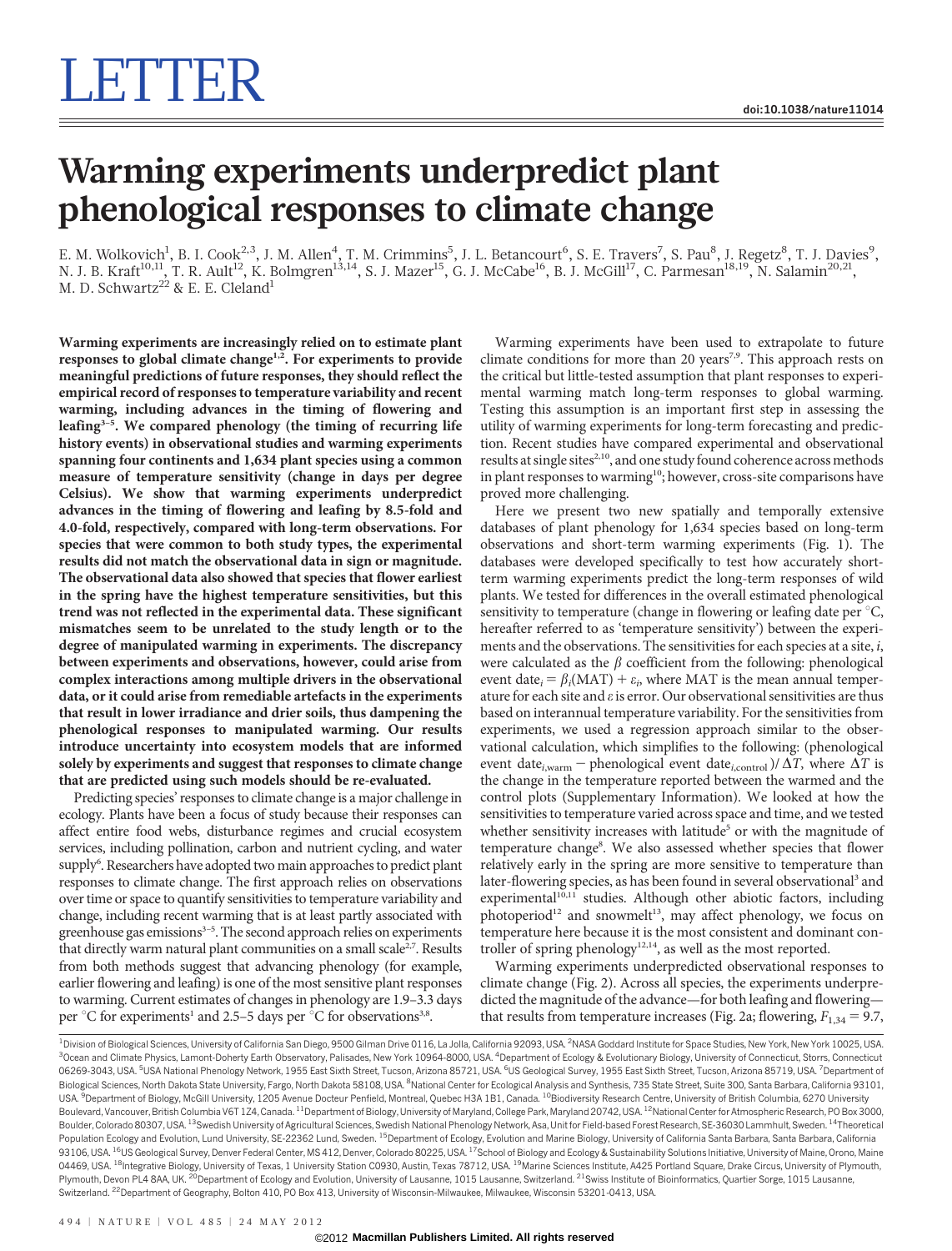# LETTER

# Warming experiments underpredict plant phenological responses to climate change

E. M. Wolkovich[1], B. I. Cook[2,3], J. M. Allen[4], T. M. Crimmins[5], J. L. Betancourt[6], S. E. Travers[7], S. Pau[8], J. Regetz[8], T. J. Davies[9], N. J. B. Kraft[10,11], T. R. Ault[12], K. Bolmgren[13,14], S. J. Mazer[15], G. J. McCabe[16], B. J. McGill[17], C. Parmesan[18,19], N. Salamin[20,21], M. D. Schwartz[22] & E. E. Cleland[1]

**Warming experiments are increasingly relied on to estimate plant responses to global climate change[1,2]. For experiments to provide meaningful predictions of future responses, they should reflect the empirical record of responses to temperature variability and recent warming, including advances in the timing of flowering and leafing[3–5]. We compared phenology (the timing of recurring life history events) in observational studies and warming experiments spanning four continents and 1,634 plant species using a common measure of temperature sensitivity (change in days per degree Celsius). We show that warming experiments underpredict advances in the timing of flowering and leafing by 8.5-fold and 4.0-fold, respectively, compared with long-term observations. For species that were common to both study types, the experimental results did not match the observational data in sign or magnitude. The observational data also showed that species that flower earliest in the spring have the highest temperature sensitivities, but this trend was not reflected in the experimental data. These significant mismatches seem to be unrelated to the study length or to the degree of manipulated warming in experiments. The discrepancy between experiments and observations, however, could arise from complex interactions among multiple drivers in the observational data, or it could arise from remediable artefacts in the experiments that result in lower irradiance and drier soils, thus dampening the phenological responses to manipulated warming. Our results introduce uncertainty into ecosystem models that are informed solely by experiments and suggest that responses to climate change that are predicted using such models should be re-evaluated.**

Predicting species' responses to climate change is a major challenge in ecology. Plants have been a focus of study because their responses can affect entire food webs, disturbance regimes and crucial ecosystem services, including pollination, carbon and nutrient cycling, and water supply[6]. Researchers have adopted two main approaches to predict plant responses to climate change. The first approach relies on observations over time or space to quantify sensitivities to temperature variability and change, including recent warming that is at least partly associated with greenhouse gas emissions[3–5]. The second approach relies on experiments that directly warm natural plant communities on a small scale[2,7]. Results from both methods suggest that advancing phenology (for example, earlier flowering and leafing) is one of the most sensitive plant responses to warming. Current estimates of changes in phenology are 1.9–3.3 days per °C for experiments[1] and 2.5–5 days per °C for observations[3,8].

Warming experiments have been used to extrapolate to future climate conditions for more than 20 years[7,9]. This approach rests on the critical but little-tested assumption that plant responses to experimental warming match long-term responses to global warming. Testing this assumption is an important first step in assessing the utility of warming experiments for long-term forecasting and prediction. Recent studies have compared experimental and observational results at single sites[2,10], and one study found coherence across methods in plant responses to warming[10]; however, cross-site comparisons have proved more challenging.

Here we present two new spatially and temporally extensive databases of plant phenology for 1,634 species based on long-term observations and short-term warming experiments (Fig. 1). The databases were developed specifically to test how accurately short-term warming experiments predict the long-term responses of wild plants. We tested for differences in the overall estimated phenological sensitivity to temperature (change in flowering or leafing date per °C, hereafter referred to as 'temperature sensitivity') between the experiments and the observations. The sensitivities for each species at a site, $i$, were calculated as the $\beta$ coefficient from the following: phenological event date$_i = \beta_i(\text{MAT}) + \varepsilon_i$, where MAT is the mean annual temperature for each site and $\varepsilon$ is error. Our observational sensitivities are thus based on interannual temperature variability. For the sensitivities from experiments, we used a regression approach similar to the observational calculation, which simplifies to the following: (phenological event date$_{i,\text{warm}}$ − phenological event date$_{i,\text{control}}$)/ $\Delta T$, where $\Delta T$ is the change in the temperature reported between the warmed and the control plots (Supplementary Information). We looked at how the sensitivities to temperature varied across space and time, and we tested whether sensitivity increases with latitude[5] or with the magnitude of temperature change[8]. We also assessed whether species that flower relatively early in the spring are more sensitive to temperature than later-flowering species, as has been found in several observational[3] and experimental[10,11] studies. Although other abiotic factors, including photoperiod[12] and snowmelt[13], may affect phenology, we focus on temperature here because it is the most consistent and dominant controller of spring phenology[12,14], as well as the most reported.

Warming experiments underpredicted observational responses to climate change (Fig. 2). Across all species, the experiments underpredicted the magnitude of the advance—for both leafing and flowering—that results from temperature increases (Fig. 2a; flowering, $F_{1,34} = 9.7$,

[1]Division of Biological Sciences, University of California San Diego, 9500 Gilman Drive 0116, La Jolla, California 92093, USA. [2]NASA Goddard Institute for Space Studies, New York, New York 10025, USA. [3]Ocean and Climate Physics, Lamont-Doherty Earth Observatory, Palisades, New York 10964-8000, USA. [4]Department of Ecology & Evolutionary Biology, University of Connecticut, Storrs, Connecticut 06269-3043, USA. [5]USA National Phenology Network, 1955 East Sixth Street, Tucson, Arizona 85721, USA. [6]US Geological Survey, 1955 East Sixth Street, Tucson, Arizona 85719, USA. [7]Department of Biological Sciences, North Dakota State University, Fargo, North Dakota 58108, USA. [8]National Center for Ecological Analysis and Synthesis, 735 State Street, Suite 300, Santa Barbara, California 93101, USA. [9]Department of Biology, McGill University, 1205 Avenue Docteur Penfield, Montreal, Quebec H3A 1B1, Canada. [10]Biodiversity Research Centre, University of British Columbia, 6270 University Boulevard, Vancouver, British Columbia V6T 1Z4, Canada. [11]Department of Biology, University of Maryland, College Park, Maryland 20742, USA. [12]National Center for Atmospheric Research, PO Box 3000, Boulder, Colorado 80307, USA. [13]Swedish University of Agricultural Sciences, Swedish National Phenology Network, Asa, Unit for Field-based Forest Research, SE-36030 Lammhult, Sweden. [14]Theoretical Population Ecology and Evolution, Lund University, SE-22362 Lund, Sweden. [15]Department of Ecology, Evolution and Marine Biology, University of California Santa Barbara, Santa Barbara, California 93106, USA. [16]US Geological Survey, Denver Federal Center, MS 412, Denver, Colorado 80225, USA. [17]School of Biology and Ecology & Sustainability Solutions Initiative, University of Maine, Orono, Maine 04469, USA. [18]Integrative Biology, University of Texas, 1 University Station C0930, Austin, Texas 78712, USA. [19]Marine Sciences Institute, A425 Portland Square, Drake Circus, University of Plymouth, Plymouth, Devon PL4 8AA, UK. [20]Department of Ecology and Evolution, University of Lausanne, 1015 Lausanne, Switzerland. [21]Swiss Institute of Bioinformatics, Quartier Sorge, 1015 Lausanne, Switzerland. [22]Department of Geography, Bolton 410, PO Box 413, University of Wisconsin-Milwaukee, Milwaukee, Wisconsin 53201-0413, USA.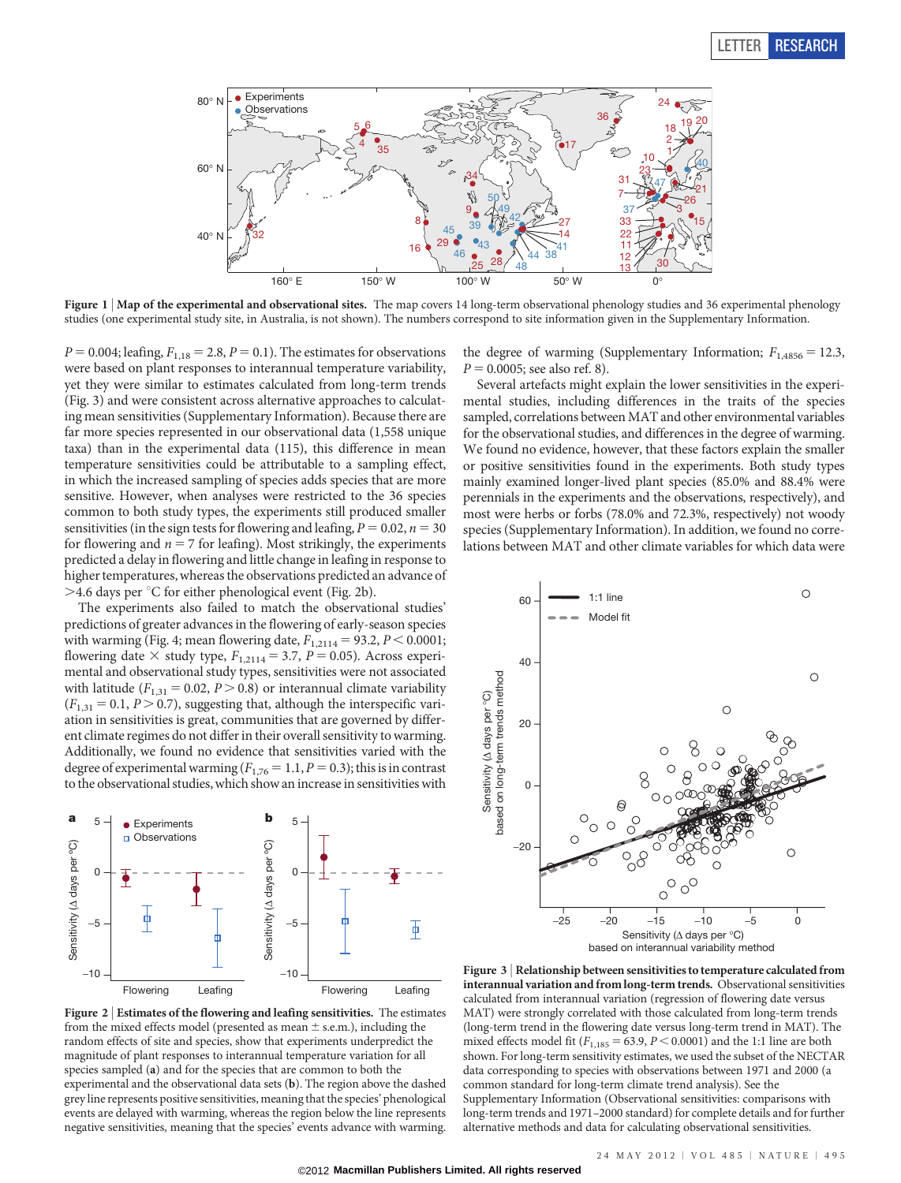**Figure 1 | Map of the experimental and observational sites.** The map covers 14 long-term observational phenology studies and 36 experimental phenology studies (one experimental study site, in Australia, is not shown). The numbers correspond to site information given in the Supplementary Information.

$P = 0.004$; leafing, $F_{1,18} = 2.8$, $P = 0.1$). The estimates for observations were based on plant responses to interannual temperature variability, yet they were similar to estimates calculated from long-term trends (Fig. 3) and were consistent across alternative approaches to calculating mean sensitivities (Supplementary Information). Because there are far more species represented in our observational data (1,558 unique taxa) than in the experimental data (115), this difference in mean temperature sensitivities could be attributable to a sampling effect, in which the increased sampling of species adds species that are more sensitive. However, when analyses were restricted to the 36 species common to both study types, the experiments still produced smaller sensitivities (in the sign tests for flowering and leafing, $P = 0.02$, $n = 30$ for flowering and $n = 7$ for leafing). Most strikingly, the experiments predicted a delay in flowering and little change in leafing in response to higher temperatures, whereas the observations predicted an advance of >4.6 days per °C for either phenological event (Fig. 2b).

The experiments also failed to match the observational studies' predictions of greater advances in the flowering of early-season species with warming (Fig. 4; mean flowering date, $F_{1,2114} = 93.2$, $P < 0.0001$; flowering date × study type, $F_{1,2114} = 3.7$, $P = 0.05$). Across experimental and observational study types, sensitivities were not associated with latitude ($F_{1,31} = 0.02$, $P > 0.8$) or interannual climate variability ($F_{1,31} = 0.1$, $P > 0.7$), suggesting that, although the interspecific variation in sensitivities is great, communities that are governed by different climate regimes do not differ in their overall sensitivity to warming. Additionally, we found no evidence that sensitivities varied with the degree of experimental warming ($F_{1,76} = 1.1$, $P = 0.3$); this is in contrast to the observational studies, which show an increase in sensitivities with the degree of warming (Supplementary Information; $F_{1,4856} = 12.3$, $P = 0.0005$; see also ref. 8).

Several artefacts might explain the lower sensitivities in the experimental studies, including differences in the traits of the species sampled, correlations between MAT and other environmental variables for the observational studies, and differences in the degree of warming. We found no evidence, however, that these factors explain the smaller or positive sensitivities found in the experiments. Both study types mainly examined longer-lived plant species (85.0% and 88.4% were perennials in the experiments and the observations, respectively), and most were herbs or forbs (78.0% and 72.3%, respectively) not woody species (Supplementary Information). In addition, we found no correlations between MAT and other climate variables for which data were

**Figure 2 | Estimates of the flowering and leafing sensitivities.** The estimates from the mixed effects model (presented as mean ± s.e.m.), including the random effects of site and species, show that experiments underpredict the magnitude of plant responses to interannual temperature variation for all species sampled (**a**) and for the species that are common to both the experimental and the observational data sets (**b**). The region above the dashed grey line represents positive sensitivities, meaning that the species' phenological events are delayed with warming, whereas the region below the line represents negative sensitivities, meaning that the species' events advance with warming.

**Figure 3 | Relationship between sensitivities to temperature calculated from interannual variation and from long-term trends.** Observational sensitivities calculated from interannual variation (regression of flowering date versus MAT) were strongly correlated with those calculated from long-term trends (long-term trend in the flowering date versus long-term trend in MAT). The mixed effects model fit ($F_{1,185} = 63.9$, $P < 0.0001$) and the 1:1 line are both shown. For long-term sensitivity estimates, we used the subset of the NECTAR data corresponding to species with observations between 1971 and 2000 (a common standard for long-term climate trend analysis). See the Supplementary Information (Observational sensitivities: comparisons with long-term trends and 1971–2000 standard) for complete details and for further alternative methods and data for calculating observational sensitivities.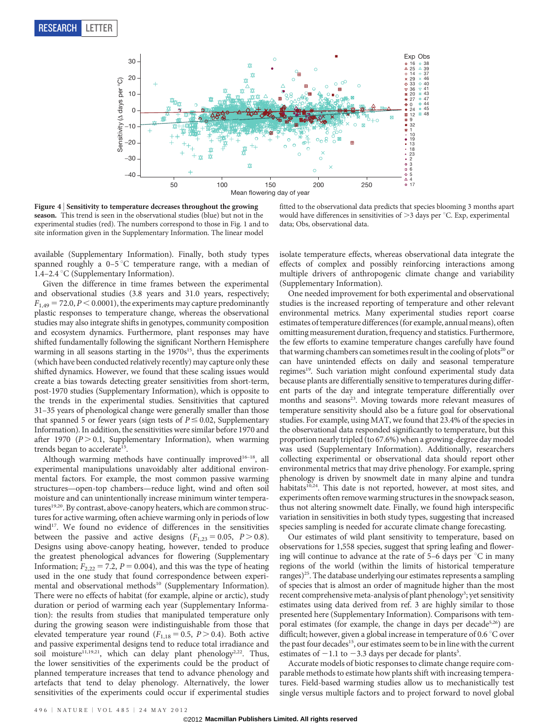**Figure 4 | Sensitivity to temperature decreases throughout the growing season.** This trend is seen in the observational studies (blue) but not in the experimental studies (red). The numbers correspond to those in Fig. 1 and to site information given in the Supplementary Information. The linear model fitted to the observational data predicts that species blooming 3 months apart would have differences in sensitivities of >3 days per °C. Exp, experimental data; Obs, observational data.

available (Supplementary Information). Finally, both study types spanned roughly a 0–5 °C temperature range, with a median of 1.4–2.4 °C (Supplementary Information).

Given the difference in time frames between the experimental and observational studies (3.8 years and 31.0 years, respectively; $F_{1,49} = 72.0$, $P < 0.0001$), the experiments may capture predominantly plastic responses to temperature change, whereas the observational studies may also integrate shifts in genotypes, community composition and ecosystem dynamics. Furthermore, plant responses may have shifted fundamentally following the significant Northern Hemisphere warming in all seasons starting in the 1970s[15], thus the experiments (which have been conducted relatively recently) may capture only these shifted dynamics. However, we found that these scaling issues would create a bias towards detecting greater sensitivities from short-term, post-1970 studies (Supplementary Information), which is opposite to the trends in the experimental studies. Sensitivities that captured 31–35 years of phenological change were generally smaller than those that spanned 5 or fewer years (sign tests of $P \leq 0.02$, Supplementary Information). In addition, the sensitivities were similar before 1970 and after 1970 ($P > 0.1$, Supplementary Information), when warming trends began to accelerate[15].

Although warming methods have continually improved[16–18], all experimental manipulations unavoidably alter additional environmental factors. For example, the most common passive warming structures—open-top chambers—reduce light, wind and often soil moisture and can unintentionally increase minimum winter temperatures[19,20]. By contrast, above-canopy heaters, which are common structures for active warming, often achieve warming only in periods of low wind[17]. We found no evidence of differences in the sensitivities between the passive and active designs ($F_{1,23} = 0.05$, $P > 0.8$). Designs using above-canopy heating, however, tended to produce the greatest phenological advances for flowering (Supplementary Information; $F_{2,22} = 7.2$, $P = 0.004$), and this was the type of heating used in the one study that found correspondence between experimental and observational methods[10] (Supplementary Information). There were no effects of habitat (for example, alpine or arctic), study duration or period of warming each year (Supplementary Information): the results from studies that manipulated temperature only during the growing season were indistinguishable from those that elevated temperature year round ($F_{1,18} = 0.5$, $P > 0.4$). Both active and passive experimental designs tend to reduce total irradiance and soil moisture[11,19,21], which can delay plant phenology[2,22]. Thus, the lower sensitivities of the experiments could be the product of planned temperature increases that tend to advance phenology and artefacts that tend to delay phenology. Alternatively, the lower sensitivities of the experiments could occur if experimental studies isolate temperature effects, whereas observational data integrate the effects of complex and possibly reinforcing interactions among multiple drivers of anthropogenic climate change and variability (Supplementary Information).

One needed improvement for both experimental and observational studies is the increased reporting of temperature and other relevant environmental metrics. Many experimental studies report coarse estimates of temperature differences (for example, annual means), often omitting measurement duration, frequency and statistics. Furthermore, the few efforts to examine temperature changes carefully have found that warming chambers can sometimes result in the cooling of plots[20] or can have unintended effects on daily and seasonal temperature regimes[19]. Such variation might confound experimental study data because plants are differentially sensitive to temperatures during different parts of the day and integrate temperature differentially over months and seasons[23]. Moving towards more relevant measures of temperature sensitivity should also be a future goal for observational studies. For example, using MAT, we found that 23.4% of the species in the observational data responded significantly to temperature, but this proportion nearly tripled (to 67.6%) when a growing-degree day model was used (Supplementary Information). Additionally, researchers collecting experimental or observational data should report other environmental metrics that may drive phenology. For example, spring phenology is driven by snowmelt date in many alpine and tundra habitats[10,24]. This date is not reported, however, at most sites, and experiments often remove warming structures in the snowpack season, thus not altering snowmelt date. Finally, we found high interspecific variation in sensitivities in both study types, suggesting that increased species sampling is needed for accurate climate change forecasting.

Our estimates of wild plant sensitivity to temperature, based on observations for 1,558 species, suggest that spring leafing and flowering will continue to advance at the rate of 5–6 days per °C in many regions of the world (within the limits of historical temperature ranges)[25]. The database underlying our estimates represents a sampling of species that is almost an order of magnitude higher than the most recent comprehensive meta-analysis of plant phenology[3]; yet sensitivity estimates using data derived from ref. 3 are highly similar to those presented here (Supplementary Information). Comparisons with temporal estimates (for example, the change in days per decade[5,26]) are difficult; however, given a global increase in temperature of 0.6 °C over the past four decades[15], our estimates seem to be in line with the current estimates of −1.1 to −3.3 days per decade for plants[5].

Accurate models of biotic responses to climate change require comparable methods to estimate how plants shift with increasing temperatures. Field-based warming studies allow us to mechanistically test single versus multiple factors and to project forward to novel global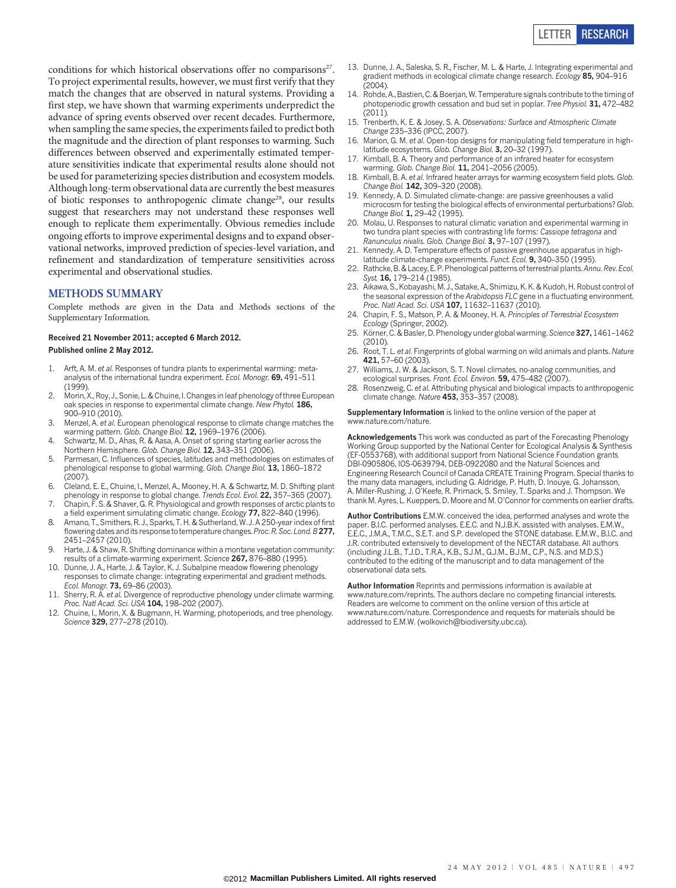conditions for which historical observations offer no comparisons[27]. To project experimental results, however, we must first verify that they match the changes that are observed in natural systems. Providing a first step, we have shown that warming experiments underpredict the advance of spring events observed over recent decades. Furthermore, when sampling the same species, the experiments failed to predict both the magnitude and the direction of plant responses to warming. Such differences between observed and experimentally estimated temperature sensitivities indicate that experimental results alone should not be used for parameterizing species distribution and ecosystem models. Although long-term observational data are currently the best measures of biotic responses to anthropogenic climate change[28], our results suggest that researchers may not understand these responses well enough to replicate them experimentally. Obvious remedies include ongoing efforts to improve experimental designs and to expand observational networks, improved prediction of species-level variation, and refinement and standardization of temperature sensitivities across experimental and observational studies.

## METHODS SUMMARY

Complete methods are given in the Data and Methods sections of the Supplementary Information.

**Received 21 November 2011; accepted 6 March 2012.**
**Published online 2 May 2012.**

1. Arft, A. M. *et al.* Responses of tundra plants to experimental warming: meta-analysis of the international tundra experiment. *Ecol. Monogr.* **69,** 491–511 (1999).
2. Morin, X., Roy, J., Sonie, L. & Chuine, I. Changes in leaf phenology of three European oak species in response to experimental climate change. *New Phytol.* **186,** 900–910 (2010).
3. Menzel, A. *et al.* European phenological response to climate change matches the warming pattern. *Glob. Change Biol.* **12,** 1969–1976 (2006).
4. Schwartz, M. D., Ahas, R. & Aasa, A. Onset of spring starting earlier across the Northern Hemisphere. *Glob. Change Biol.* **12,** 343–351 (2006).
5. Parmesan, C. Influences of species, latitudes and methodologies on estimates of phenological response to global warming. *Glob. Change Biol.* **13,** 1860–1872 (2007).
6. Cleland, E. E., Chuine, I., Menzel, A., Mooney, H. A. & Schwartz, M. D. Shifting plant phenology in response to global change. *Trends Ecol. Evol.* **22,** 357–365 (2007).
7. Chapin, F. S. & Shaver, G. R. Physiological and growth responses of arctic plants to a field experiment simulating climatic change. *Ecology* **77,** 822–840 (1996).
8. Amano, T., Smithers, R. J., Sparks, T. H. & Sutherland, W. J. A 250-year index of first flowering dates and its response to temperature changes. *Proc. R. Soc. Lond. B* **277,** 2451–2457 (2010).
9. Harte, J. & Shaw, R. Shifting dominance within a montane vegetation community: results of a climate-warming experiment. *Science* **267,** 876–880 (1995).
10. Dunne, J. A., Harte, J. & Taylor, K. J. Subalpine meadow flowering phenology responses to climate change: integrating experimental and gradient methods. *Ecol. Monogr.* **73,** 69–86 (2003).
11. Sherry, R. A. *et al.* Divergence of reproductive phenology under climate warming. *Proc. Natl Acad. Sci. USA* **104,** 198–202 (2007).
12. Chuine, I., Morin, X. & Bugmann, H. Warming, photoperiods, and tree phenology. *Science* **329,** 277–278 (2010).
13. Dunne, J. A., Saleska, S. R., Fischer, M. L. & Harte, J. Integrating experimental and gradient methods in ecological climate change research. *Ecology* **85,** 904–916 (2004).
14. Rohde, A., Bastien, C. & Boerjan, W. Temperature signals contribute to the timing of photoperiodic growth cessation and bud set in poplar. *Tree Physiol.* **31,** 472–482 (2011).
15. Trenberth, K. E. & Josey, S. A. *Observations: Surface and Atmospheric Climate Change* 235–336 (IPCC, 2007).
16. Marion, G. M. *et al.* Open-top designs for manipulating field temperature in high-latitude ecosystems. *Glob. Change Biol.* **3,** 20–32 (1997).
17. Kimball, B. A. Theory and performance of an infrared heater for ecosystem warming. *Glob. Change Biol.* **11,** 2041–2056 (2005).
18. Kimball, B. A. *et al.* Infrared heater arrays for warming ecosystem field plots. *Glob. Change Biol.* **142,** 309–320 (2008).
19. Kennedy, A. D. Simulated climate-change: are passive greenhouses a valid microcosm for testing the biological effects of environmental perturbations? *Glob. Change Biol.* **1,** 29–42 (1995).
20. Molau, U. Responses to natural climatic variation and experimental warming in two tundra plant species with contrasting life forms: *Cassiope tetragona* and *Ranunculus nivalis. Glob. Change Biol.* **3,** 97–107 (1997).
21. Kennedy, A. D. Temperature effects of passive greenhouse apparatus in high-latitude climate-change experiments. *Funct. Ecol.* **9,** 340–350 (1995).
22. Rathcke, B. & Lacey, E. P. Phenological patterns of terrestrial plants. *Annu. Rev. Ecol. Syst.* **16,** 179–214 (1985).
23. Aikawa, S., Kobayashi, M. J., Satake, A., Shimizu, K. K. & Kudoh, H. Robust control of the seasonal expression of the *Arabidopsis FLC* gene in a fluctuating environment. *Proc. Natl Acad. Sci. USA* **107,** 11632–11637 (2010).
24. Chapin, F. S., Matson, P. A. & Mooney, H. A. *Principles of Terrestrial Ecosystem Ecology* (Springer, 2002).
25. Körner, C. & Basler, D. Phenology under global warming. *Science* **327,** 1461–1462 (2010).
26. Root, T. L. *et al.* Fingerprints of global warming on wild animals and plants. *Nature* **421,** 57–60 (2003).
27. Williams, J. W. & Jackson, S. T. Novel climates, no-analog communities, and ecological surprises. *Front. Ecol. Environ.* **59,** 475–482 (2007).
28. Rosenzweig, C. *et al.* Attributing physical and biological impacts to anthropogenic climate change. *Nature* **453,** 353–357 (2008).

**Supplementary Information** is linked to the online version of the paper at www.nature.com/nature.

**Acknowledgements** This work was conducted as part of the Forecasting Phenology Working Group supported by the National Center for Ecological Analysis & Synthesis (EF-0553768), with additional support from National Science Foundation grants DBI-0905806, IOS-0639794, DEB-0922080 and the Natural Sciences and Engineering Research Council of Canada CREATE Training Program. Special thanks to the many data managers, including G. Aldridge, P. Huth, D. Inouye, G. Johansson, A. Miller-Rushing, J. O'Keefe, R. Primack, S. Smiley, T. Sparks and J. Thompson. We thank M. Ayres, L. Kueppers, D. Moore and M. O'Connor for comments on earlier drafts.

**Author Contributions** E.M.W. conceived the idea, performed analyses and wrote the paper. B.I.C. performed analyses. E.E.C. and N.J.B.K. assisted with analyses. E.M.W., E.E.C., J.M.A., T.M.C., S.E.T. and S.P. developed the STONE database. E.M.W., B.I.C. and J.R. contributed extensively to development of the NECTAR database. All authors (including J.L.B., T.J.D., T.R.A., K.B., S.J.M., G.J.M., B.J.M., C.P., N.S. and M.D.S.) contributed to the editing of the manuscript and to data management of the observational data sets.

**Author Information** Reprints and permissions information is available at www.nature.com/reprints. The authors declare no competing financial interests. Readers are welcome to comment on the online version of this article at www.nature.com/nature. Correspondence and requests for materials should be addressed to E.M.W. (wolkovich@biodiversity.ubc.ca).